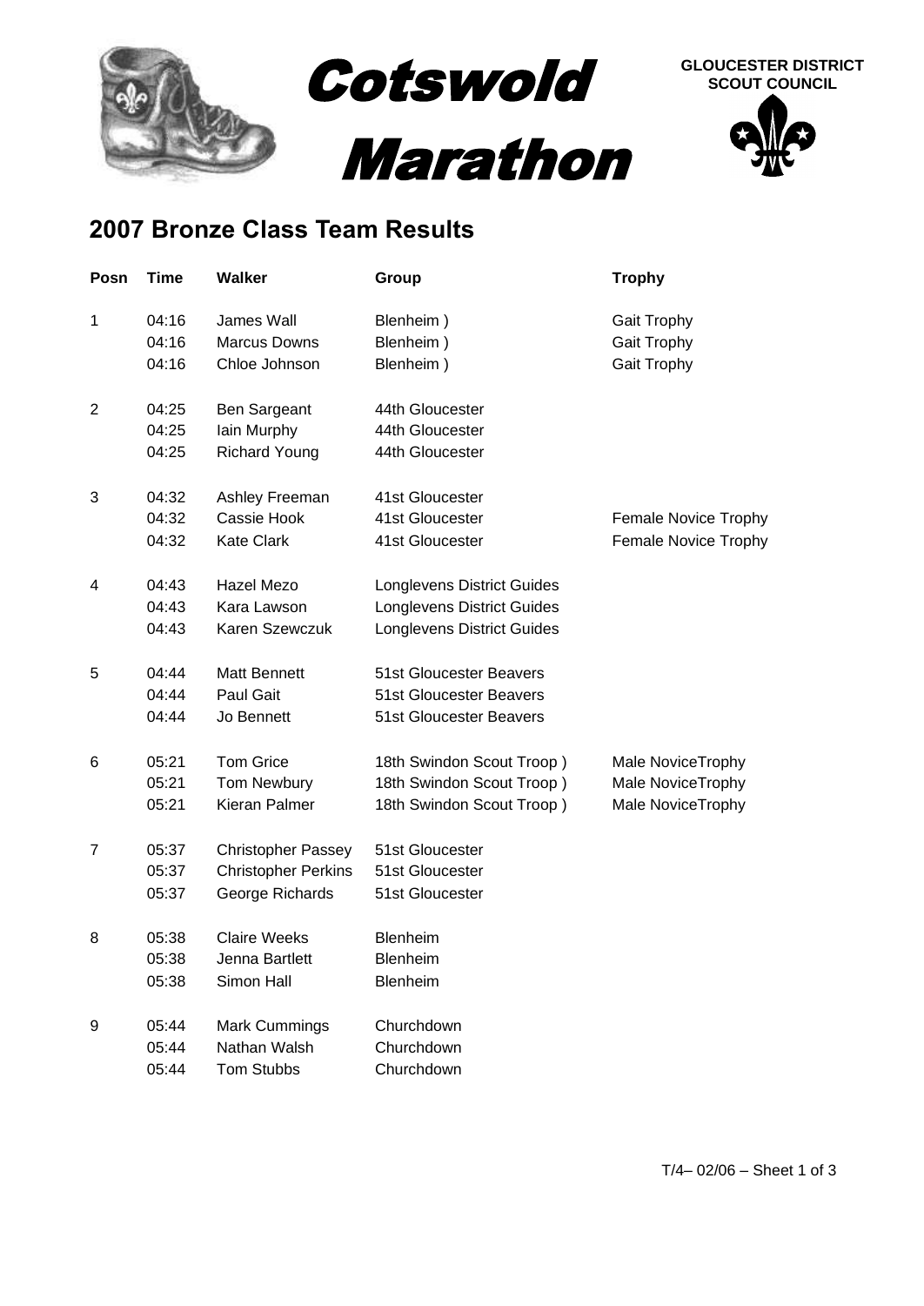# Cotswold Marathon

**GLOUCESTER DISTRICT SCOUT COUNCIL**

## 2007 Bronze Class Team Results

| Posn | Time | Walker | Group | Trophy |
|---|---|---|---|---|
| 1 | 04:16 | James Wall | Blenheim ) | Gait Trophy |
| | 04:16 | Marcus Downs | Blenheim ) | Gait Trophy |
| | 04:16 | Chloe Johnson | Blenheim ) | Gait Trophy |
| 2 | 04:25 | Ben Sargeant | 44th Gloucester | |
| | 04:25 | Iain Murphy | 44th Gloucester | |
| | 04:25 | Richard Young | 44th Gloucester | |
| 3 | 04:32 | Ashley Freeman | 41st Gloucester | |
| | 04:32 | Cassie Hook | 41st Gloucester | Female Novice Trophy |
| | 04:32 | Kate Clark | 41st Gloucester | Female Novice Trophy |
| 4 | 04:43 | Hazel Mezo | Longlevens District Guides | |
| | 04:43 | Kara Lawson | Longlevens District Guides | |
| | 04:43 | Karen Szewczuk | Longlevens District Guides | |
| 5 | 04:44 | Matt Bennett | 51st Gloucester Beavers | |
| | 04:44 | Paul Gait | 51st Gloucester Beavers | |
| | 04:44 | Jo Bennett | 51st Gloucester Beavers | |
| 6 | 05:21 | Tom Grice | 18th Swindon Scout Troop ) | Male NoviceTrophy |
| | 05:21 | Tom Newbury | 18th Swindon Scout Troop ) | Male NoviceTrophy |
| | 05:21 | Kieran Palmer | 18th Swindon Scout Troop ) | Male NoviceTrophy |
| 7 | 05:37 | Christopher Passey | 51st Gloucester | |
| | 05:37 | Christopher Perkins | 51st Gloucester | |
| | 05:37 | George Richards | 51st Gloucester | |
| 8 | 05:38 | Claire Weeks | Blenheim | |
| | 05:38 | Jenna Bartlett | Blenheim | |
| | 05:38 | Simon Hall | Blenheim | |
| 9 | 05:44 | Mark Cummings | Churchdown | |
| | 05:44 | Nathan Walsh | Churchdown | |
| | 05:44 | Tom Stubbs | Churchdown | |

T/4– 02/06 – Sheet 1 of 3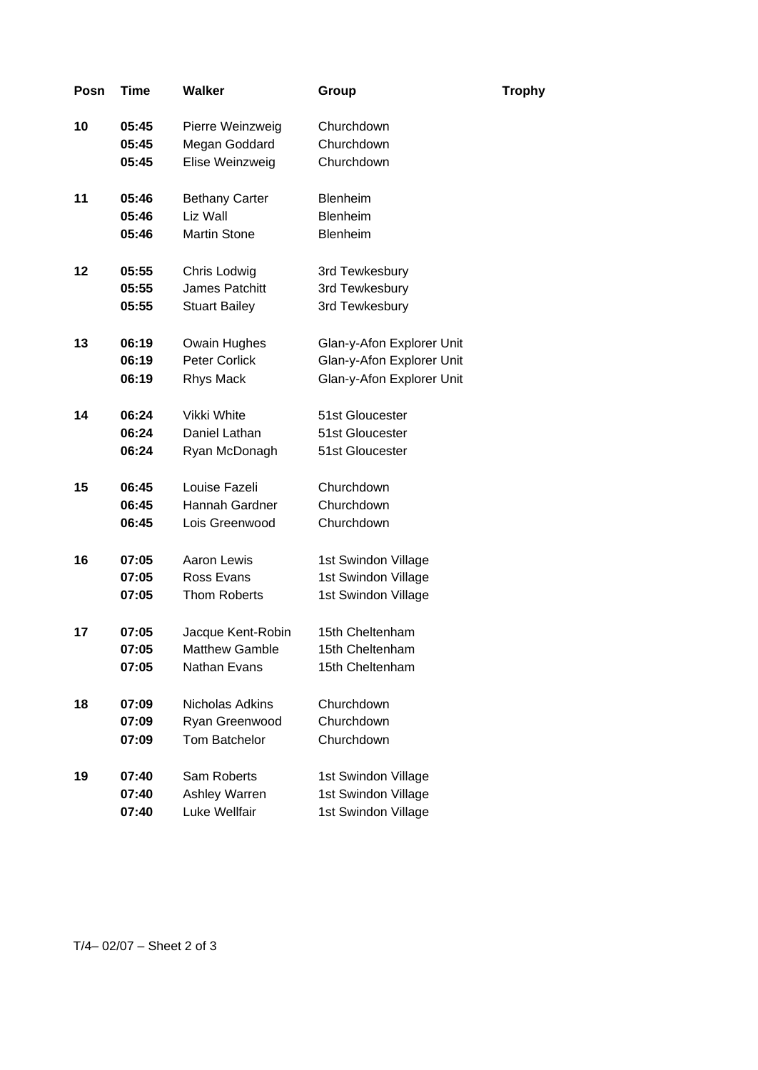| Posn | Time | Walker | Group | Trophy |
|---|---|---|---|---|
| 10 | 05:45 | Pierre Weinzweig | Churchdown | |
| | 05:45 | Megan Goddard | Churchdown | |
| | 05:45 | Elise Weinzweig | Churchdown | |
| 11 | 05:46 | Bethany Carter | Blenheim | |
| | 05:46 | Liz Wall | Blenheim | |
| | 05:46 | Martin Stone | Blenheim | |
| 12 | 05:55 | Chris Lodwig | 3rd Tewkesbury | |
| | 05:55 | James Patchitt | 3rd Tewkesbury | |
| | 05:55 | Stuart Bailey | 3rd Tewkesbury | |
| 13 | 06:19 | Owain Hughes | Glan-y-Afon Explorer Unit | |
| | 06:19 | Peter Corlick | Glan-y-Afon Explorer Unit | |
| | 06:19 | Rhys Mack | Glan-y-Afon Explorer Unit | |
| 14 | 06:24 | Vikki White | 51st Gloucester | |
| | 06:24 | Daniel Lathan | 51st Gloucester | |
| | 06:24 | Ryan McDonagh | 51st Gloucester | |
| 15 | 06:45 | Louise Fazeli | Churchdown | |
| | 06:45 | Hannah Gardner | Churchdown | |
| | 06:45 | Lois Greenwood | Churchdown | |
| 16 | 07:05 | Aaron Lewis | 1st Swindon Village | |
| | 07:05 | Ross Evans | 1st Swindon Village | |
| | 07:05 | Thom Roberts | 1st Swindon Village | |
| 17 | 07:05 | Jacque Kent-Robin | 15th Cheltenham | |
| | 07:05 | Matthew Gamble | 15th Cheltenham | |
| | 07:05 | Nathan Evans | 15th Cheltenham | |
| 18 | 07:09 | Nicholas Adkins | Churchdown | |
| | 07:09 | Ryan Greenwood | Churchdown | |
| | 07:09 | Tom Batchelor | Churchdown | |
| 19 | 07:40 | Sam Roberts | 1st Swindon Village | |
| | 07:40 | Ashley Warren | 1st Swindon Village | |
| | 07:40 | Luke Wellfair | 1st Swindon Village | |

T/4– 02/07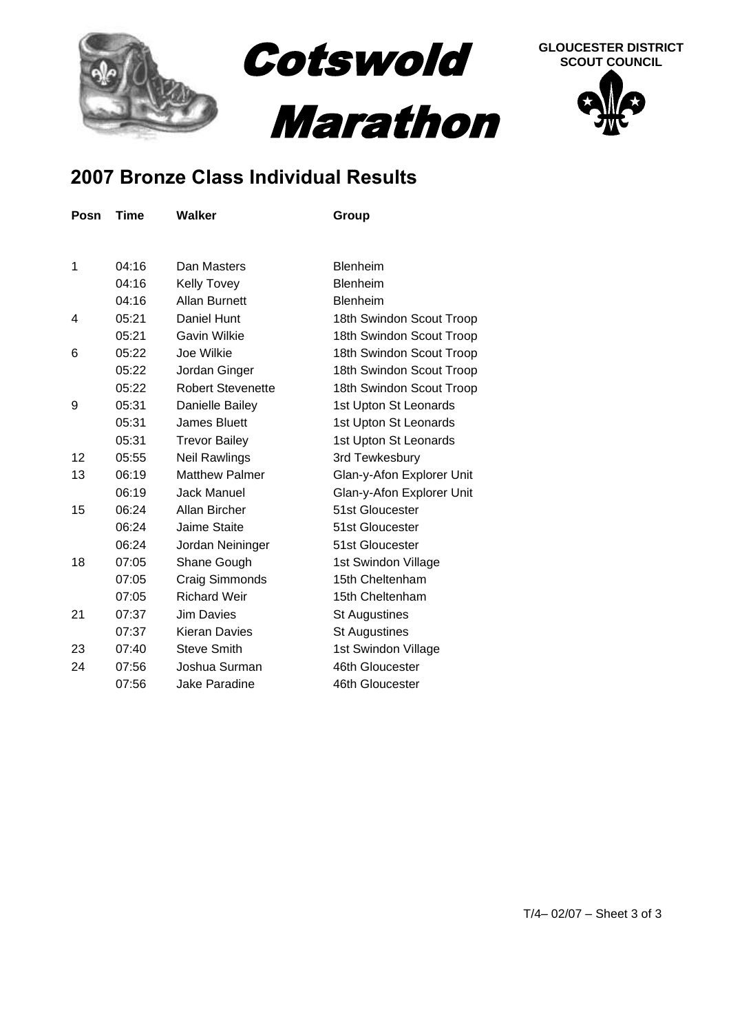# Cotswold Marathon

GLOUCESTER DISTRICT SCOUT COUNCIL

## 2007 Bronze Class Individual Results

| Posn | Time | Walker | Group |
|---|---|---|---|
| 1 | 04:16 | Dan Masters | Blenheim |
| | 04:16 | Kelly Tovey | Blenheim |
| | 04:16 | Allan Burnett | Blenheim |
| 4 | 05:21 | Daniel Hunt | 18th Swindon Scout Troop |
| | 05:21 | Gavin Wilkie | 18th Swindon Scout Troop |
| 6 | 05:22 | Joe Wilkie | 18th Swindon Scout Troop |
| | 05:22 | Jordan Ginger | 18th Swindon Scout Troop |
| | 05:22 | Robert Stevenette | 18th Swindon Scout Troop |
| 9 | 05:31 | Danielle Bailey | 1st Upton St Leonards |
| | 05:31 | James Bluett | 1st Upton St Leonards |
| | 05:31 | Trevor Bailey | 1st Upton St Leonards |
| 12 | 05:55 | Neil Rawlings | 3rd Tewkesbury |
| 13 | 06:19 | Matthew Palmer | Glan-y-Afon Explorer Unit |
| | 06:19 | Jack Manuel | Glan-y-Afon Explorer Unit |
| 15 | 06:24 | Allan Bircher | 51st Gloucester |
| | 06:24 | Jaime Staite | 51st Gloucester |
| | 06:24 | Jordan Neininger | 51st Gloucester |
| 18 | 07:05 | Shane Gough | 1st Swindon Village |
| | 07:05 | Craig Simmonds | 15th Cheltenham |
| | 07:05 | Richard Weir | 15th Cheltenham |
| 21 | 07:37 | Jim Davies | St Augustines |
| | 07:37 | Kieran Davies | St Augustines |
| 23 | 07:40 | Steve Smith | 1st Swindon Village |
| 24 | 07:56 | Joshua Surman | 46th Gloucester |
| | 07:56 | Jake Paradine | 46th Gloucester |

T/4– 02/07 – Sheet 3 of 3